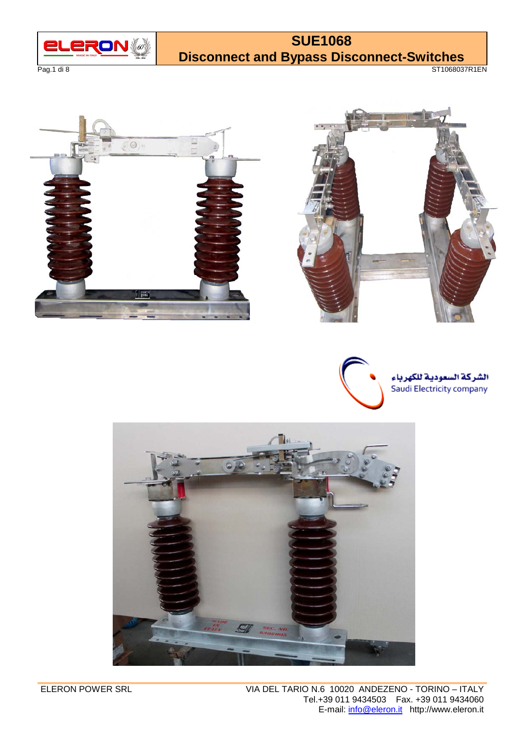# SUE1068

## Disconnect and Bypass Disconnect-Switches

الشركة السعودية للكهرباء
Saudi Electricity company

ELERON POWER SRL

VIA DEL TARIO N.6 10020 ANDEZENO - TORINO – ITALY
Tel.+39 011 9434503 Fax. +39 011 9434060
E-mail: info@eleron.it http://www.eleron.it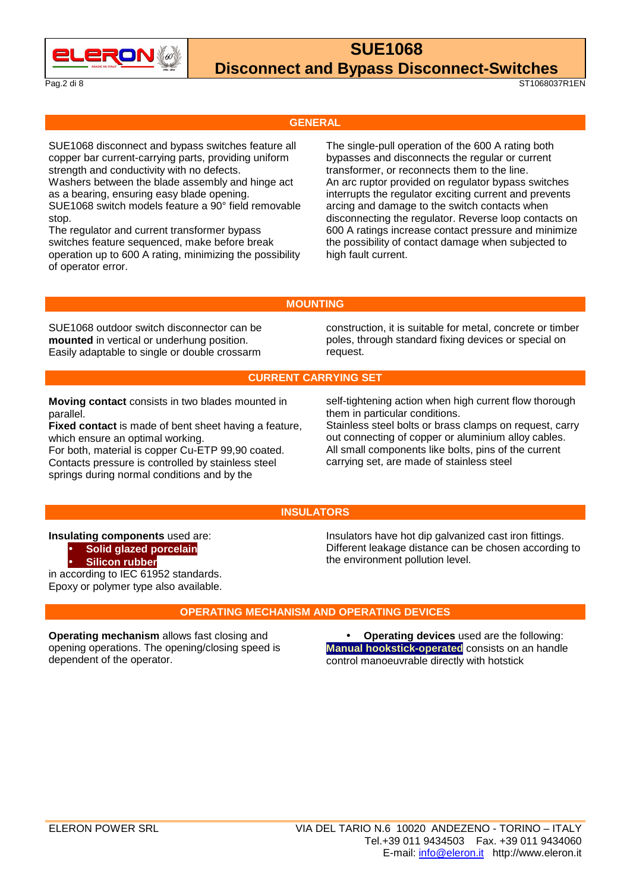## GENERAL

SUE1068 disconnect and bypass switches feature all copper bar current-carrying parts, providing uniform strength and conductivity with no defects.
Washers between the blade assembly and hinge act as a bearing, ensuring easy blade opening.
SUE1068 switch models feature a 90° field removable stop.
The regulator and current transformer bypass switches feature sequenced, make before break operation up to 600 A rating, minimizing the possibility of operator error.

The single-pull operation of the 600 A rating both bypasses and disconnects the regular or current transformer, or reconnects them to the line.
An arc ruptor provided on regulator bypass switches interrupts the regulator exciting current and prevents arcing and damage to the switch contacts when disconnecting the regulator. Reverse loop contacts on 600 A ratings increase contact pressure and minimize the possibility of contact damage when subjected to high fault current.

## MOUNTING

SUE1068 outdoor switch disconnector can be **mounted** in vertical or underhung position. Easily adaptable to single or double crossarm construction, it is suitable for metal, concrete or timber poles, through standard fixing devices or special on request.

## CURRENT CARRYING SET

**Moving contact** consists in two blades mounted in parallel.
**Fixed contact** is made of bent sheet having a feature, which ensure an optimal working.
For both, material is copper Cu-ETP 99,90 coated.
Contacts pressure is controlled by stainless steel springs during normal conditions and by the self-tightening action when high current flow thorough them in particular conditions.
Stainless steel bolts or brass clamps on request, carry out connecting of copper or aluminium alloy cables.
All small components like bolts, pins of the current carrying set, are made of stainless steel

## INSULATORS

**Insulating components** used are:

- **Solid glazed porcelain**
- **Silicon rubber**

in according to IEC 61952 standards.
Epoxy or polymer type also available.

Insulators have hot dip galvanized cast iron fittings.
Different leakage distance can be chosen according to the environment pollution level.

## OPERATING MECHANISM AND OPERATING DEVICES

**Operating mechanism** allows fast closing and opening operations. The opening/closing speed is dependent of the operator.

- **Operating devices** used are the following:

**Manual hookstick-operated** consists on an handle control manoeuvrable directly with hotstick

ELERON POWER SRL
VIA DEL TARIO N.6 10020 ANDEZENO - TORINO – ITALY
Tel.+39 011 9434503 Fax. +39 011 9434060
E-mail: info@eleron.it http://www.eleron.it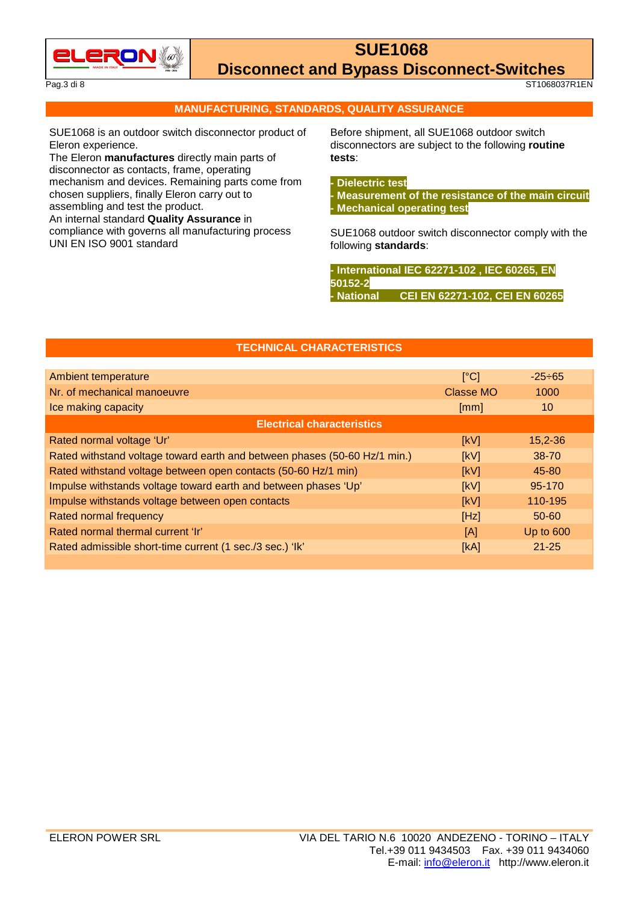## MANUFACTURING, STANDARDS, QUALITY ASSURANCE

SUE1068 is an outdoor switch disconnector product of Eleron experience.
The Eleron **manufactures** directly main parts of disconnector as contacts, frame, operating mechanism and devices. Remaining parts come from chosen suppliers, finally Eleron carry out to assembling and test the product.
An internal standard **Quality Assurance** in compliance with governs all manufacturing process UNI EN ISO 9001 standard

Before shipment, all SUE1068 outdoor switch disconnectors are subject to the following **routine tests**:

- **Dielectric test**
- **Measurement of the resistance of the main circuit**
- **Mechanical operating test**

SUE1068 outdoor switch disconnector comply with the following **standards**:

- **International IEC 62271-102 , IEC 60265, EN 50152-2**
- **National CEI EN 62271-102, CEI EN 60265**

## TECHNICAL CHARACTERISTICS

| | | |
|---|---|---|
| Ambient temperature | [°C] | -25÷65 |
| Nr. of mechanical manoeuvre | Classe MO | 1000 |
| Ice making capacity | [mm] | 10 |
| **Electrical characteristics** | | |
| Rated normal voltage ‘Ur’ | [kV] | 15,2-36 |
| Rated withstand voltage toward earth and between phases (50-60 Hz/1 min.) | [kV] | 38-70 |
| Rated withstand voltage between open contacts (50-60 Hz/1 min) | [kV] | 45-80 |
| Impulse withstands voltage toward earth and between phases ‘Up’ | [kV] | 95-170 |
| Impulse withstands voltage between open contacts | [kV] | 110-195 |
| Rated normal frequency | [Hz] | 50-60 |
| Rated normal thermal current ‘Ir’ | [A] | Up to 600 |
| Rated admissible short-time current (1 sec./3 sec.) ‘Ik’ | [kA] | 21-25 |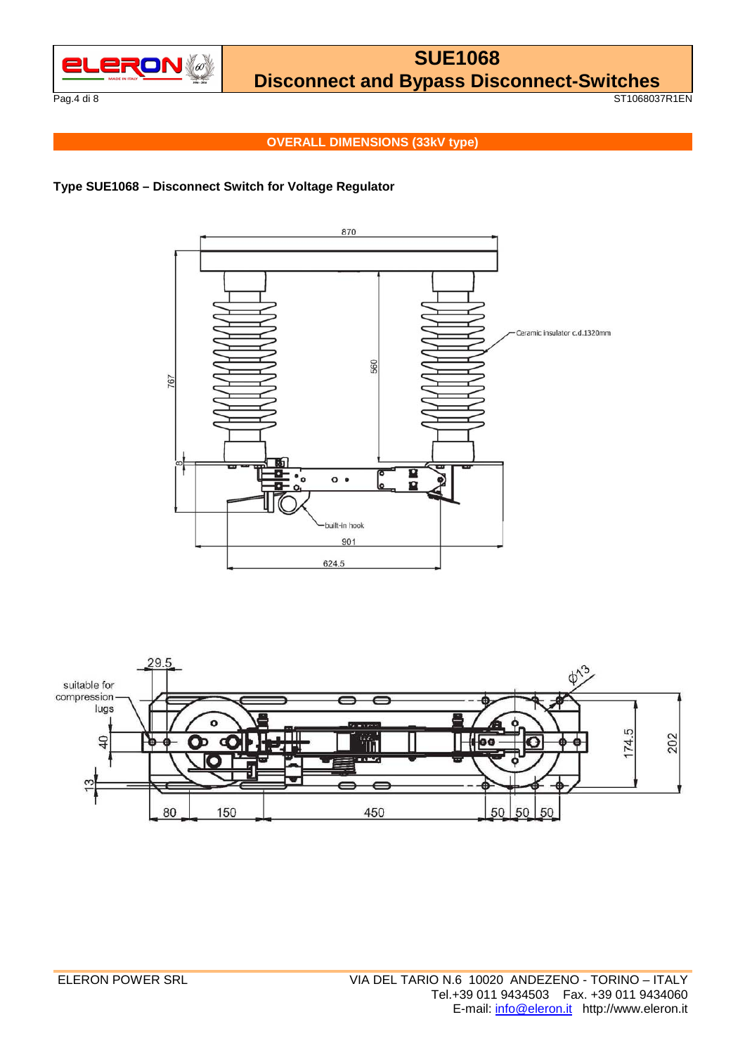## OVERALL DIMENSIONS (33kV type)

**Type SUE1068 – Disconnect Switch for Voltage Regulator**

870

767

560

8

Ceramic insulator c.d.1320mm

built-in hook

901

624.5

29.5

suitable for compression lugs

Φ13

40

13

174.5

202

80 150 450 50 50 50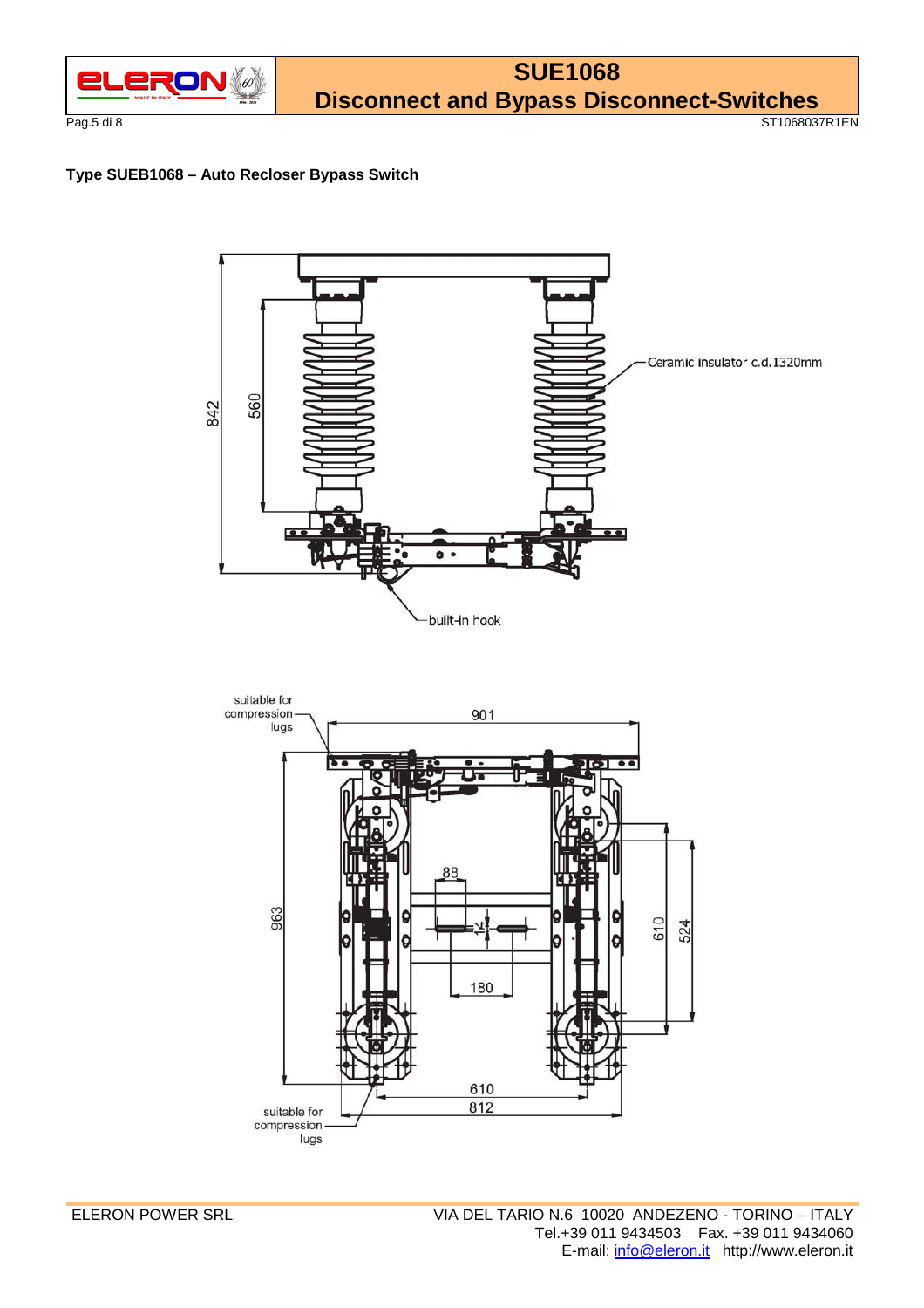### Type SUEB1068 – Auto Recloser Bypass Switch

Ceramic insulator c.d.1320mm

842

560

built-in hook

suitable for compression lugs

901

963

88

14

180

610

524

610

812

suitable for compression lugs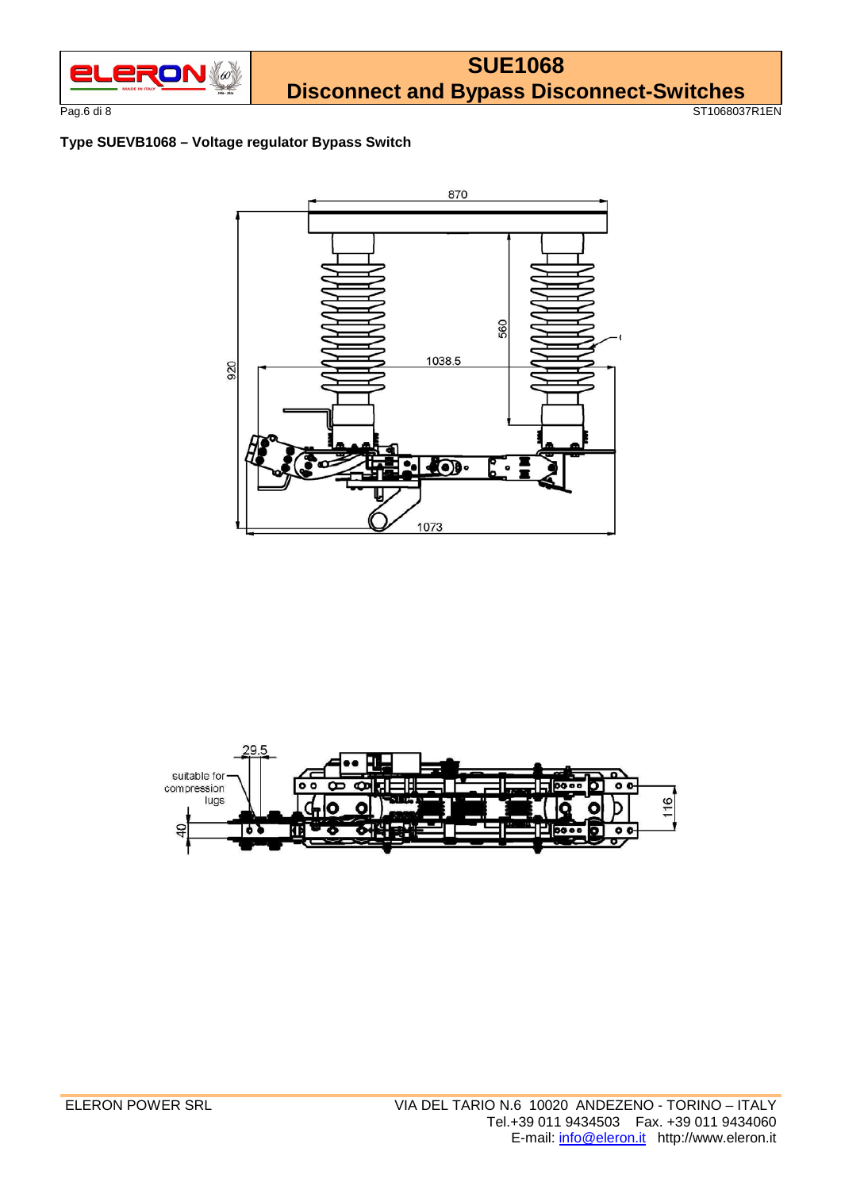**Type SUEVB1068 – Voltage regulator Bypass Switch**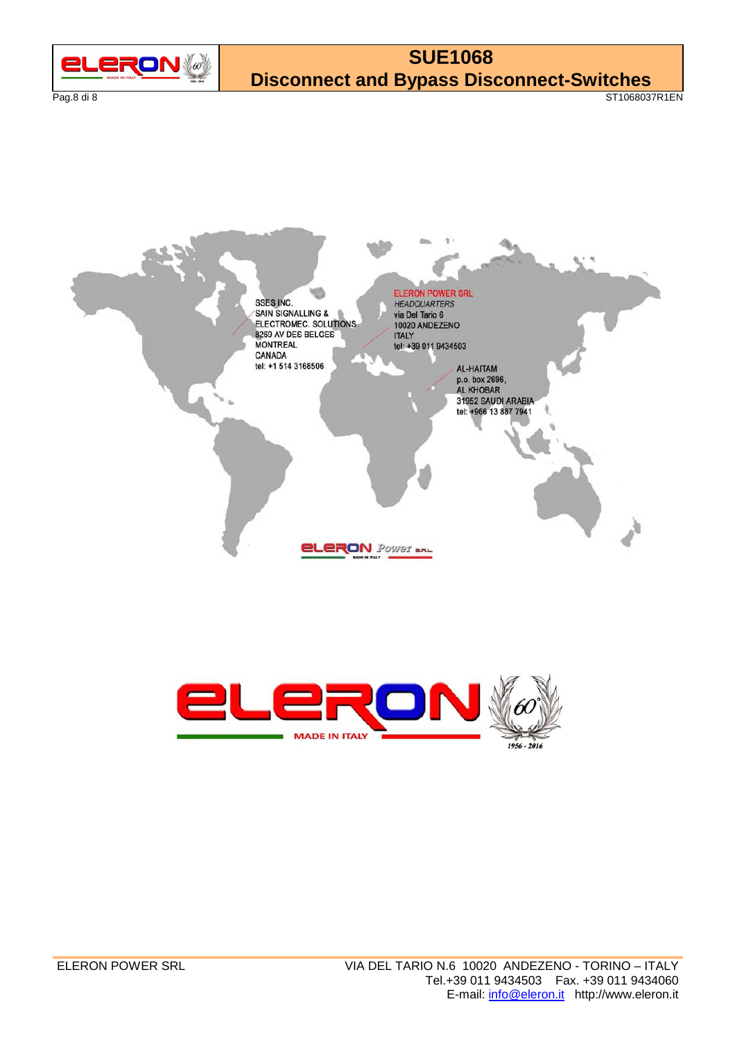SSES INC.
SAIN SIGNALLING &
ELECTROMEC. SOLUTIONS
8260 AV DES BELCES
MONTREAL
CANADA
tel: +1 514 3168506

ELERON POWER SRL
*HEADQUARTERS*
via Del Tario 6
10020 ANDEZENO
ITALY
tel: +39 011 9434503

AL-HAITAM
p.o. box 2696,
AL KHOBAR
31952 SAUDI ARABIA
tel: +966 13 887 7941

ELERON Power S.R.L.
MADE IN ITALY

ELERON
MADE IN ITALY
60°
1956 - 2016

ELERON POWER SRL

VIA DEL TARIO N.6 10020 ANDEZENO - TORINO – ITALY
Tel.+39 011 9434503 Fax. +39 011 9434060
E-mail: info@eleron.it http://www.eleron.it